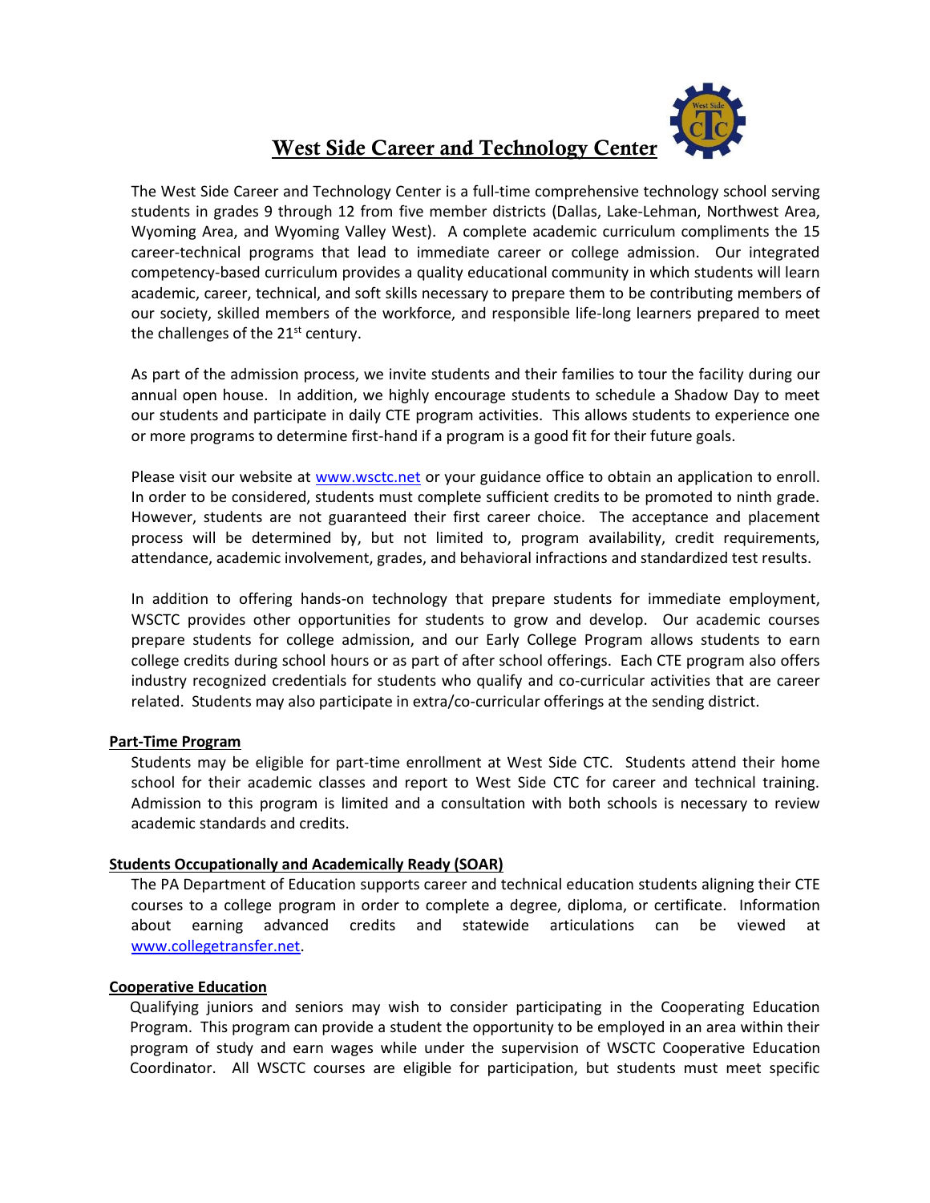# West Side Career and Technology Center

The West Side Career and Technology Center is a full-time comprehensive technology school serving students in grades 9 through 12 from five member districts (Dallas, Lake-Lehman, Northwest Area, Wyoming Area, and Wyoming Valley West). A complete academic curriculum compliments the 15 career-technical programs that lead to immediate career or college admission. Our integrated competency-based curriculum provides a quality educational community in which students will learn academic, career, technical, and soft skills necessary to prepare them to be contributing members of our society, skilled members of the workforce, and responsible life-long learners prepared to meet the challenges of the 21st century.

As part of the admission process, we invite students and their families to tour the facility during our annual open house. In addition, we highly encourage students to schedule a Shadow Day to meet our students and participate in daily CTE program activities. This allows students to experience one or more programs to determine first-hand if a program is a good fit for their future goals.

Please visit our website at [www.wsctc.net](http://www.wsctc.net) or your guidance office to obtain an application to enroll. In order to be considered, students must complete sufficient credits to be promoted to ninth grade. However, students are not guaranteed their first career choice. The acceptance and placement process will be determined by, but not limited to, program availability, credit requirements, attendance, academic involvement, grades, and behavioral infractions and standardized test results.

In addition to offering hands-on technology that prepare students for immediate employment, WSCTC provides other opportunities for students to grow and develop. Our academic courses prepare students for college admission, and our Early College Program allows students to earn college credits during school hours or as part of after school offerings. Each CTE program also offers industry recognized credentials for students who qualify and co-curricular activities that are career related. Students may also participate in extra/co-curricular offerings at the sending district.

### Part-Time Program

Students may be eligible for part-time enrollment at West Side CTC. Students attend their home school for their academic classes and report to West Side CTC for career and technical training. Admission to this program is limited and a consultation with both schools is necessary to review academic standards and credits.

### Students Occupationally and Academically Ready (SOAR)

The PA Department of Education supports career and technical education students aligning their CTE courses to a college program in order to complete a degree, diploma, or certificate. Information about earning advanced credits and statewide articulations can be viewed at [www.collegetransfer.net](http://www.collegetransfer.net).

### Cooperative Education

Qualifying juniors and seniors may wish to consider participating in the Cooperating Education Program. This program can provide a student the opportunity to be employed in an area within their program of study and earn wages while under the supervision of WSCTC Cooperative Education Coordinator. All WSCTC courses are eligible for participation, but students must meet specific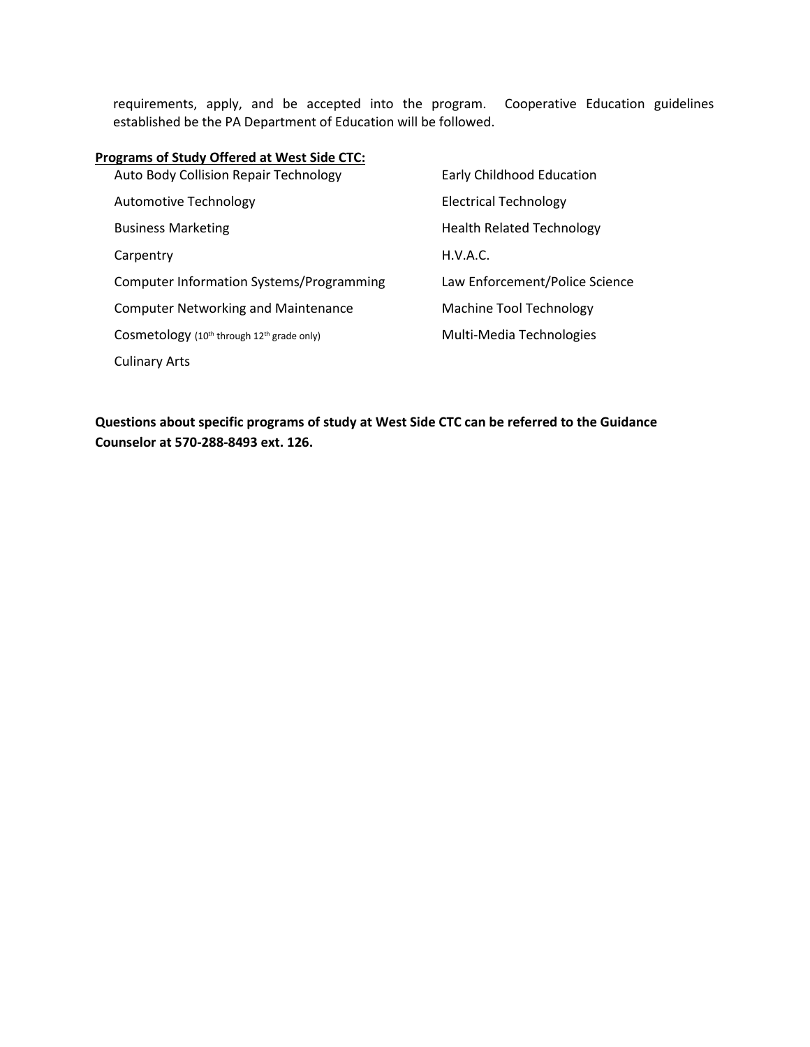requirements, apply, and be accepted into the program. Cooperative Education guidelines established be the PA Department of Education will be followed.

**Programs of Study Offered at West Side CTC:**

- Auto Body Collision Repair Technology
- Automotive Technology
- Business Marketing
- Carpentry
- Computer Information Systems/Programming
- Computer Networking and Maintenance
- Cosmetology (10th through 12th grade only)
- Culinary Arts
- Early Childhood Education
- Electrical Technology
- Health Related Technology
- H.V.A.C.
- Law Enforcement/Police Science
- Machine Tool Technology
- Multi-Media Technologies

**Questions about specific programs of study at West Side CTC can be referred to the Guidance Counselor at 570-288-8493 ext. 126.**